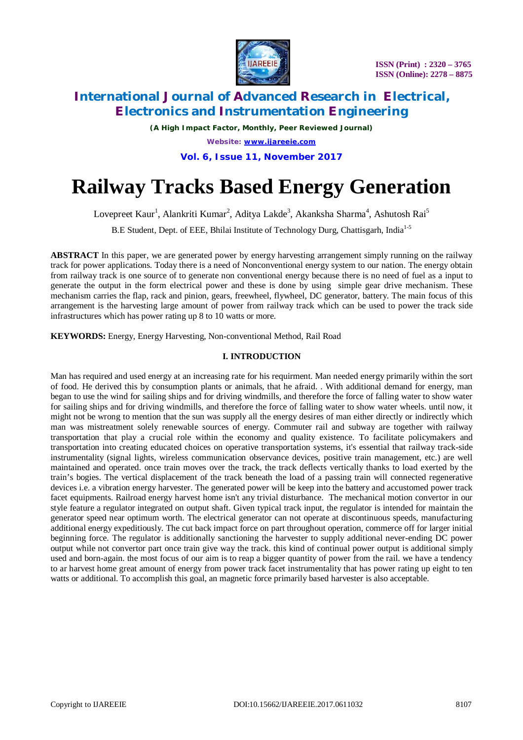# Railway Tracks Based Energy Generation

Lovepreet Kaur[1], Alankriti Kumar[2], Aditya Lakde[3], Akanksha Sharma[4], Ashutosh Rai[5]

B.E Student, Dept. of EEE, Bhilai Institute of Technology Durg, Chattisgarh, India[1-5]

**ABSTRACT** In this paper, we are generated power by energy harvesting arrangement simply running on the railway track for power applications. Today there is a need of Nonconventional energy system to our nation. The energy obtain from railway track is one source of to generate non conventional energy because there is no need of fuel as a input to generate the output in the form electrical power and these is done by using simple gear drive mechanism. These mechanism carries the flap, rack and pinion, gears, freewheel, flywheel, DC generator, battery. The main focus of this arrangement is the harvesting large amount of power from railway track which can be used to power the track side infrastructures which has power rating up 8 to 10 watts or more.

**KEYWORDS:** Energy, Energy Harvesting, Non-conventional Method, Rail Road

## I. INTRODUCTION

Man has required and used energy at an increasing rate for his requirment. Man needed energy primarily within the sort of food. He derived this by consumption plants or animals, that he afraid. . With additional demand for energy, man began to use the wind for sailing ships and for driving windmills, and therefore the force of falling water to show water for sailing ships and for driving windmills, and therefore the force of falling water to show water wheels. until now, it might not be wrong to mention that the sun was supply all the energy desires of man either directly or indirectly which man was mistreatment solely renewable sources of energy. Commuter rail and subway are together with railway transportation that play a crucial role within the economy and quality existence. To facilitate policymakers and transportation into creating educated choices on operative transportation systems, it's essential that railway track-side instrumentality (signal lights, wireless communication observance devices, positive train management, etc.) are well maintained and operated. once train moves over the track, the track deflects vertically thanks to load exerted by the train's bogies. The vertical displacement of the track beneath the load of a passing train will connected regenerative devices i.e. a vibration energy harvester. The generated power will be keep into the battery and accustomed power track facet equipments. Railroad energy harvest home isn't any trivial disturbance. The mechanical motion convertor in our style feature a regulator integrated on output shaft. Given typical track input, the regulator is intended for maintain the generator speed near optimum worth. The electrical generator can not operate at discontinuous speeds, manufacturing additional energy expeditiously. The cut back impact force on part throughout operation, commerce off for larger initial beginning force. The regulator is additionally sanctioning the harvester to supply additional never-ending DC power output while not convertor part once train give way the track. this kind of continual power output is additional simply used and born-again. the most focus of our aim is to reap a bigger quantity of power from the rail. we have a tendency to ar harvest home great amount of energy from power track facet instrumentality that has power rating up eight to ten watts or additional. To accomplish this goal, an magnetic force primarily based harvester is also acceptable.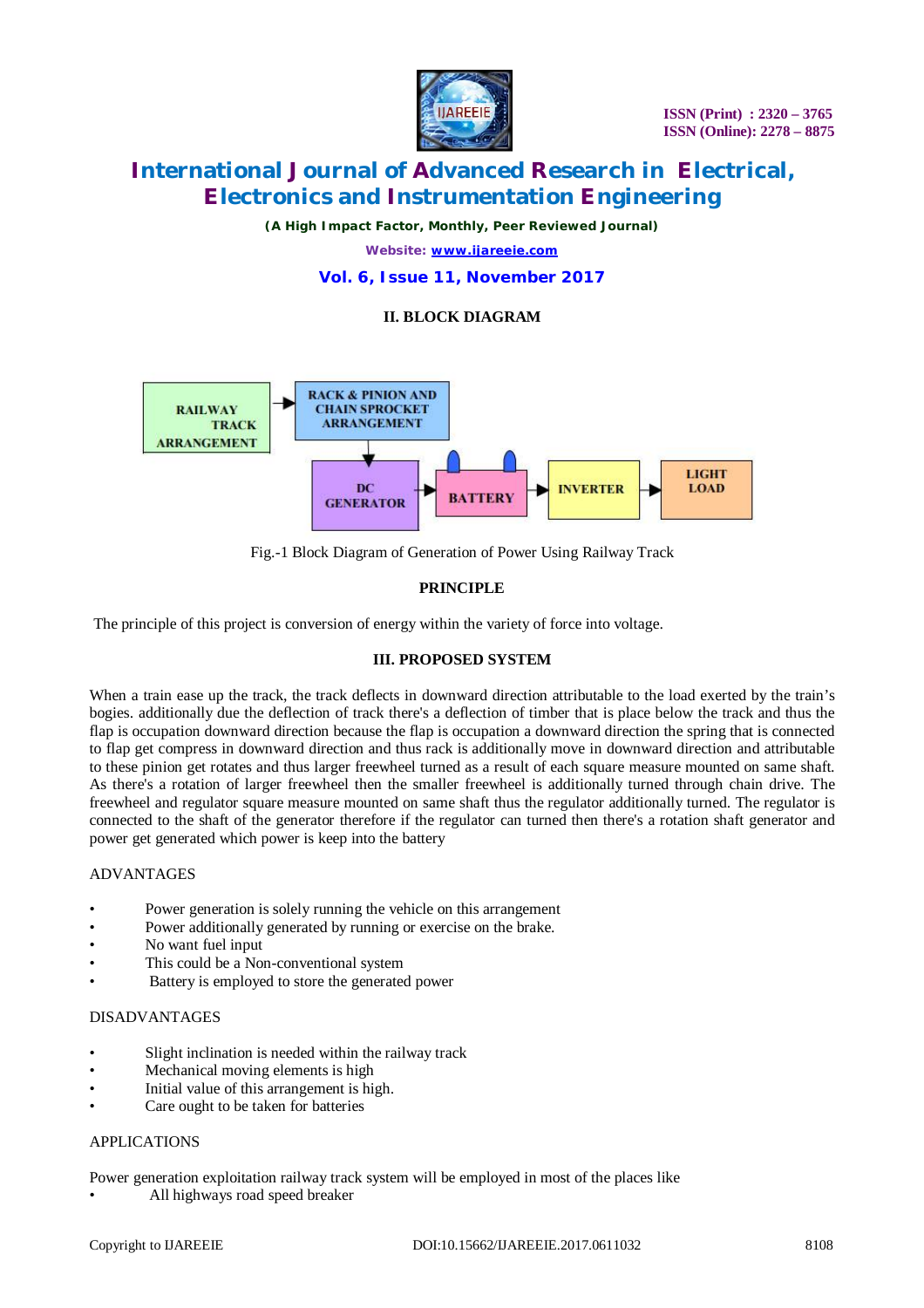## II. BLOCK DIAGRAM

Fig.-1 Block Diagram of Generation of Power Using Railway Track

### PRINCIPLE

The principle of this project is conversion of energy within the variety of force into voltage.

## III. PROPOSED SYSTEM

When a train ease up the track, the track deflects in downward direction attributable to the load exerted by the train's bogies. additionally due the deflection of track there's a deflection of timber that is place below the track and thus the flap is occupation downward direction because the flap is occupation a downward direction the spring that is connected to flap get compress in downward direction and thus rack is additionally move in downward direction and attributable to these pinion get rotates and thus larger freewheel turned as a result of each square measure mounted on same shaft. As there's a rotation of larger freewheel then the smaller freewheel is additionally turned through chain drive. The freewheel and regulator square measure mounted on same shaft thus the regulator additionally turned. The regulator is connected to the shaft of the generator therefore if the regulator can turned then there's a rotation shaft generator and power get generated which power is keep into the battery

### ADVANTAGES

- Power generation is solely running the vehicle on this arrangement
- Power additionally generated by running or exercise on the brake.
- No want fuel input
- This could be a Non-conventional system
- Battery is employed to store the generated power

### DISADVANTAGES

- Slight inclination is needed within the railway track
- Mechanical moving elements is high
- Initial value of this arrangement is high.
- Care ought to be taken for batteries

### APPLICATIONS

Power generation exploitation railway track system will be employed in most of the places like

- All highways road speed breaker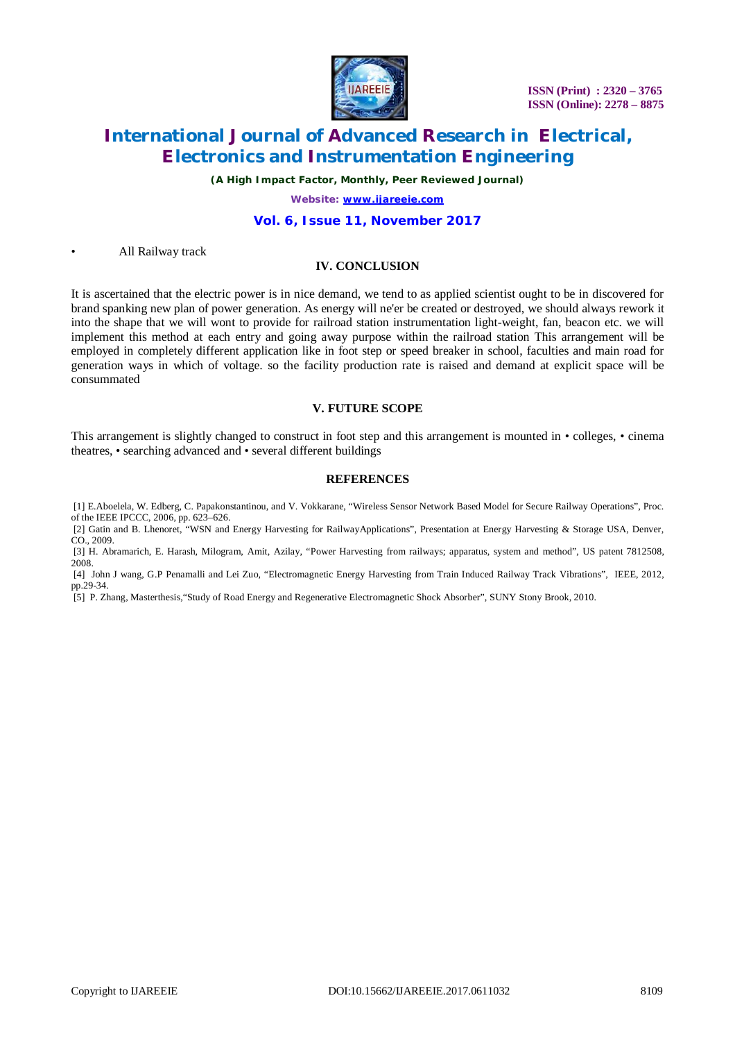- All Railway track

## IV. CONCLUSION

It is ascertained that the electric power is in nice demand, we tend to as applied scientist ought to be in discovered for brand spanking new plan of power generation. As energy will ne'er be created or destroyed, we should always rework it into the shape that we will wont to provide for railroad station instrumentation light-weight, fan, beacon etc. we will implement this method at each entry and going away purpose within the railroad station This arrangement will be employed in completely different application like in foot step or speed breaker in school, faculties and main road for generation ways in which of voltage. so the facility production rate is raised and demand at explicit space will be consummated

## V. FUTURE SCOPE

This arrangement is slightly changed to construct in foot step and this arrangement is mounted in • colleges, • cinema theatres, • searching advanced and • several different buildings

## REFERENCES

[1] E.Aboelela, W. Edberg, C. Papakonstantinou, and V. Vokkarane, "Wireless Sensor Network Based Model for Secure Railway Operations", Proc. of the IEEE IPCCC, 2006, pp. 623–626.

[2] Gatin and B. Lhenoret, "WSN and Energy Harvesting for RailwayApplications", Presentation at Energy Harvesting & Storage USA, Denver, CO., 2009.

[3] H. Abramarich, E. Harash, Milogram, Amit, Azilay, "Power Harvesting from railways; apparatus, system and method", US patent 7812508, 2008.

[4] John J wang, G.P Penamalli and Lei Zuo, "Electromagnetic Energy Harvesting from Train Induced Railway Track Vibrations", IEEE, 2012, pp.29-34.

[5] P. Zhang, Masterthesis,"Study of Road Energy and Regenerative Electromagnetic Shock Absorber", SUNY Stony Brook, 2010.